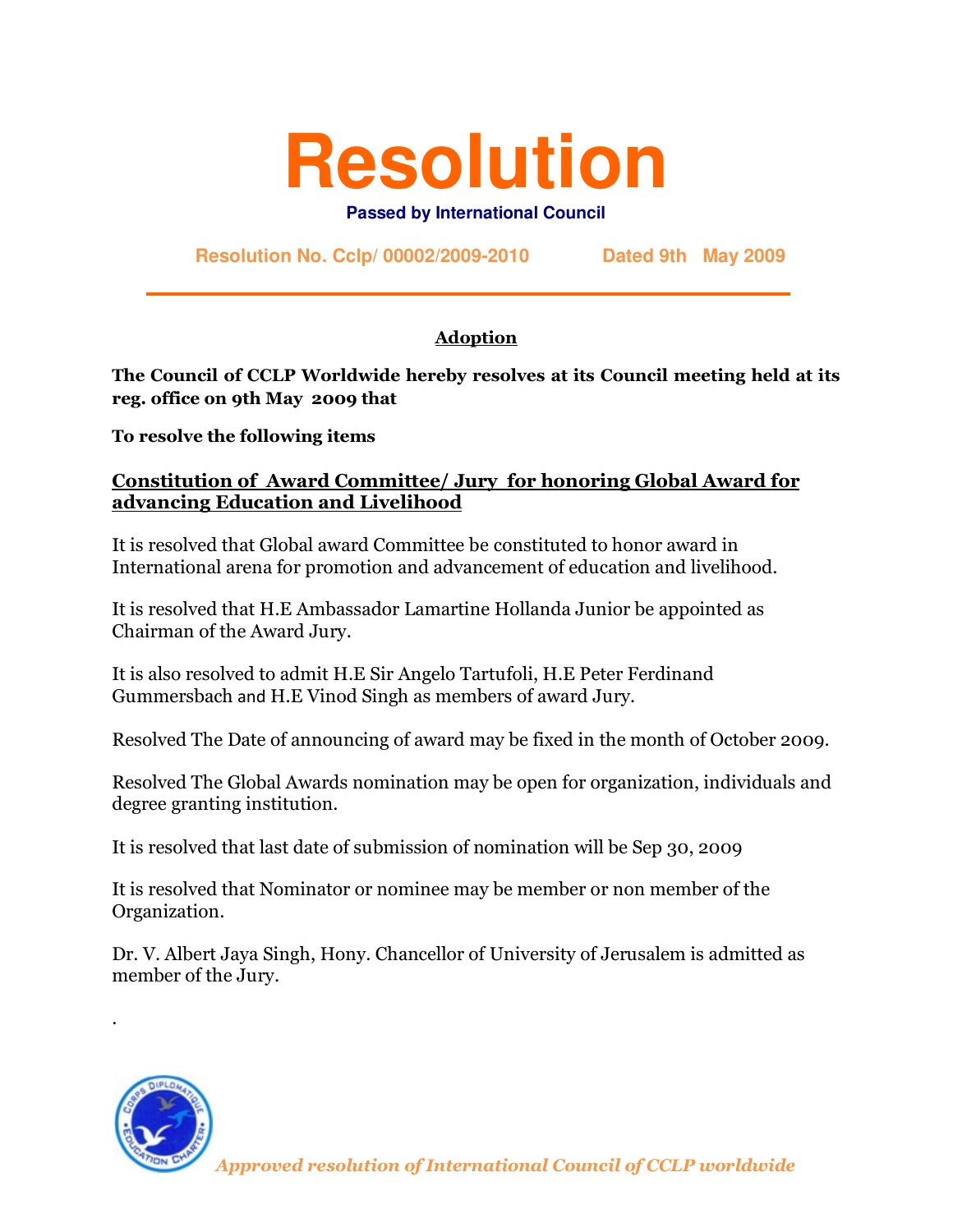# Resolution

**Passed by International Council**

**Resolution No. Cclp/ 00002/2009-2010 Dated 9th May 2009**

---

## Adoption

**The Council of CCLP Worldwide hereby resolves at its Council meeting held at its reg. office on 9th May 2009 that**

**To resolve the following items**

### Constitution of Award Committee/ Jury for honoring Global Award for advancing Education and Livelihood

It is resolved that Global award Committee be constituted to honor award in International arena for promotion and advancement of education and livelihood.

It is resolved that H.E Ambassador Lamartine Hollanda Junior be appointed as Chairman of the Award Jury.

It is also resolved to admit H.E Sir Angelo Tartufoli, H.E Peter Ferdinand Gummersbach and H.E Vinod Singh as members of award Jury.

Resolved The Date of announcing of award may be fixed in the month of October 2009.

Resolved The Global Awards nomination may be open for organization, individuals and degree granting institution.

It is resolved that last date of submission of nomination will be Sep 30, 2009

It is resolved that Nominator or nominee may be member or non member of the Organization.

Dr. V. Albert Jaya Singh, Hony. Chancellor of University of Jerusalem is admitted as member of the Jury.

.

*Approved resolution of International Council of CCLP worldwide*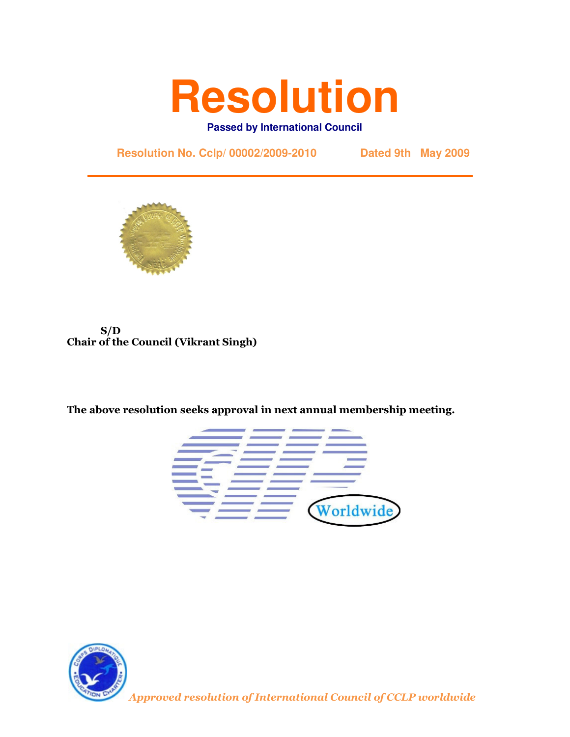# Resolution

**Passed by International Council**

**Resolution No. Cclp/ 00002/2009-2010 Dated 9th May 2009**

**S/D**
**Chair of the Council (Vikrant Singh)**

**The above resolution seeks approval in next annual membership meeting.**

*Approved resolution of International Council of CCLP worldwide*